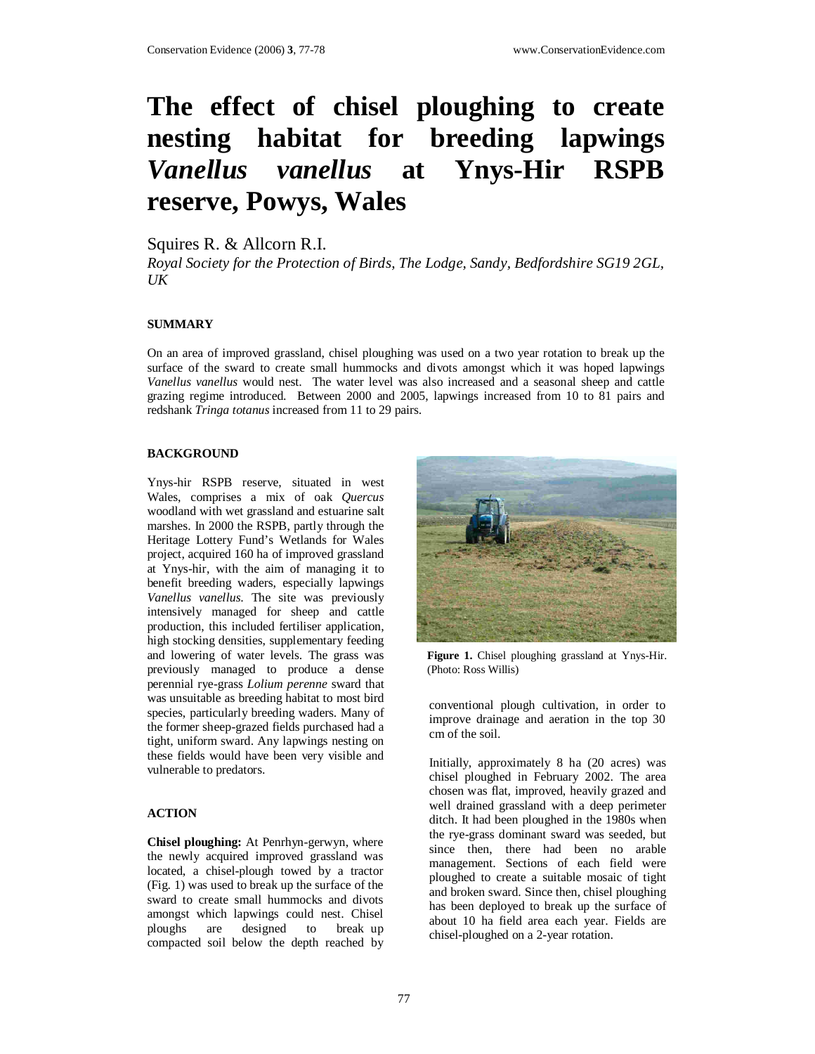# The effect of chisel ploughing to create nesting habitat for breeding lapwings *Vanellus vanellus* at Ynys-Hir RSPB reserve, Powys, Wales

Squires R. & Allcorn R.I.

*Royal Society for the Protection of Birds, The Lodge, Sandy, Bedfordshire SG19 2GL, UK*

## SUMMARY

On an area of improved grassland, chisel ploughing was used on a two year rotation to break up the surface of the sward to create small hummocks and divots amongst which it was hoped lapwings *Vanellus vanellus* would nest. The water level was also increased and a seasonal sheep and cattle grazing regime introduced. Between 2000 and 2005, lapwings increased from 10 to 81 pairs and redshank *Tringa totanus* increased from 11 to 29 pairs.

## BACKGROUND

Ynys-hir RSPB reserve, situated in west Wales, comprises a mix of oak *Quercus* woodland with wet grassland and estuarine salt marshes. In 2000 the RSPB, partly through the Heritage Lottery Fund's Wetlands for Wales project, acquired 160 ha of improved grassland at Ynys-hir, with the aim of managing it to benefit breeding waders, especially lapwings *Vanellus vanellus*. The site was previously intensively managed for sheep and cattle production, this included fertiliser application, high stocking densities, supplementary feeding and lowering of water levels. The grass was previously managed to produce a dense perennial rye-grass *Lolium perenne* sward that was unsuitable as breeding habitat to most bird species, particularly breeding waders. Many of the former sheep-grazed fields purchased had a tight, uniform sward. Any lapwings nesting on these fields would have been very visible and vulnerable to predators.

## ACTION

**Chisel ploughing:** At Penrhyn-gerwyn, where the newly acquired improved grassland was located, a chisel-plough towed by a tractor (Fig. 1) was used to break up the surface of the sward to create small hummocks and divots amongst which lapwings could nest. Chisel ploughs are designed to break up compacted soil below the depth reached by conventional plough cultivation, in order to improve drainage and aeration in the top 30 cm of the soil.

**Figure 1.** Chisel ploughing grassland at Ynys-Hir. (Photo: Ross Willis)

Initially, approximately 8 ha (20 acres) was chisel ploughed in February 2002. The area chosen was flat, improved, heavily grazed and well drained grassland with a deep perimeter ditch. It had been ploughed in the 1980s when the rye-grass dominant sward was seeded, but since then, there had been no arable management. Sections of each field were ploughed to create a suitable mosaic of tight and broken sward. Since then, chisel ploughing has been deployed to break up the surface of about 10 ha field area each year. Fields are chisel-ploughed on a 2-year rotation.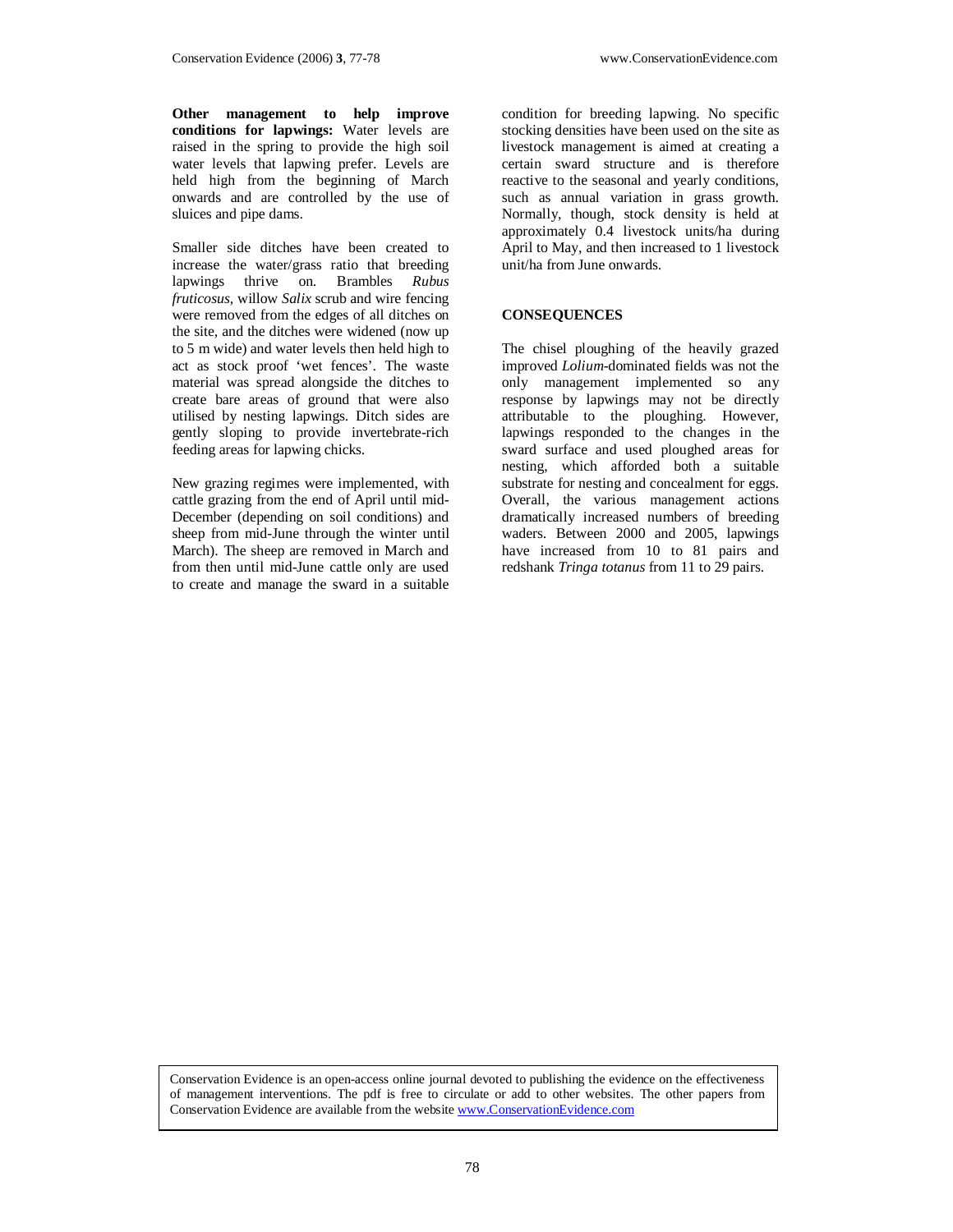**Other management to help improve conditions for lapwings:** Water levels are raised in the spring to provide the high soil water levels that lapwing prefer. Levels are held high from the beginning of March onwards and are controlled by the use of sluices and pipe dams.

Smaller side ditches have been created to increase the water/grass ratio that breeding lapwings thrive on. Brambles *Rubus fruticosus*, willow *Salix* scrub and wire fencing were removed from the edges of all ditches on the site, and the ditches were widened (now up to 5 m wide) and water levels then held high to act as stock proof 'wet fences'. The waste material was spread alongside the ditches to create bare areas of ground that were also utilised by nesting lapwings. Ditch sides are gently sloping to provide invertebrate-rich feeding areas for lapwing chicks.

New grazing regimes were implemented, with cattle grazing from the end of April until mid-December (depending on soil conditions) and sheep from mid-June through the winter until March). The sheep are removed in March and from then until mid-June cattle only are used to create and manage the sward in a suitable condition for breeding lapwing. No specific stocking densities have been used on the site as livestock management is aimed at creating a certain sward structure and is therefore reactive to the seasonal and yearly conditions, such as annual variation in grass growth. Normally, though, stock density is held at approximately 0.4 livestock units/ha during April to May, and then increased to 1 livestock unit/ha from June onwards.

## CONSEQUENCES

The chisel ploughing of the heavily grazed improved *Lolium*-dominated fields was not the only management implemented so any response by lapwings may not be directly attributable to the ploughing. However, lapwings responded to the changes in the sward surface and used ploughed areas for nesting, which afforded both a suitable substrate for nesting and concealment for eggs. Overall, the various management actions dramatically increased numbers of breeding waders. Between 2000 and 2005, lapwings have increased from 10 to 81 pairs and redshank *Tringa totanus* from 11 to 29 pairs.

Conservation Evidence is an open-access online journal devoted to publishing the evidence on the effectiveness of management interventions. The pdf is free to circulate or add to other websites. The other papers from Conservation Evidence are available from the website www.ConservationEvidence.com